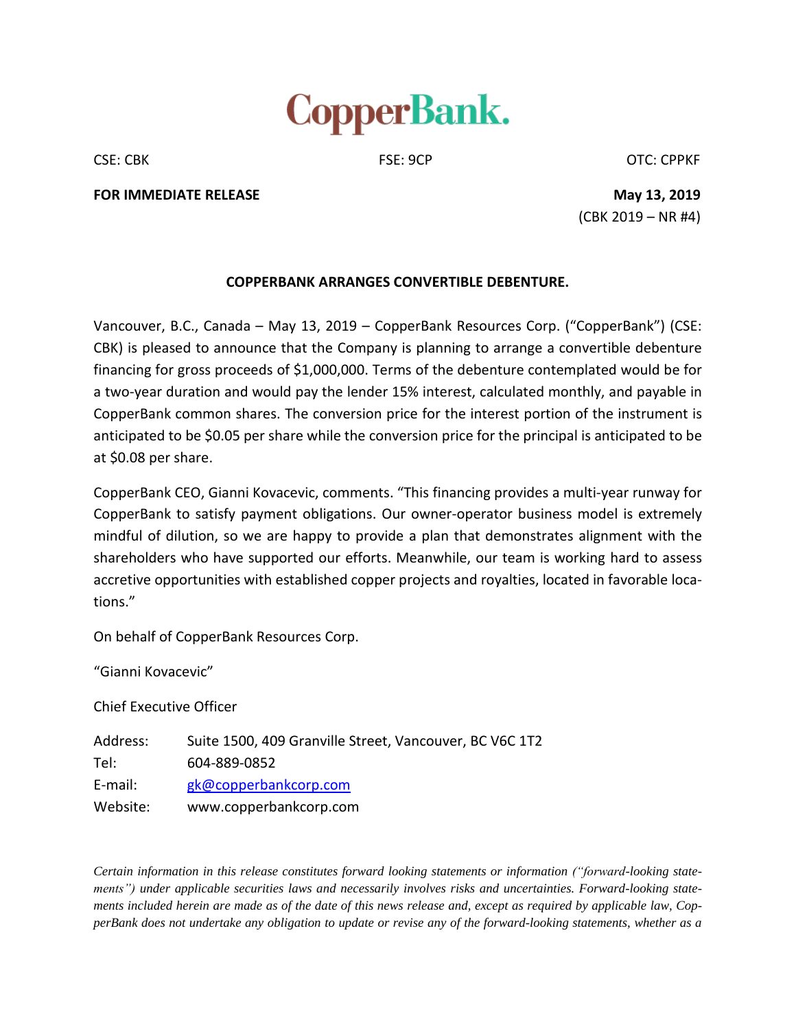# CopperBank.

CSE: CBK FSE: 9CP OTC: CPPKF

**FOR IMMEDIATE RELEASE** **May 13, 2019**

(CBK 2019 – NR #4)

**COPPERBANK ARRANGES CONVERTIBLE DEBENTURE.**

Vancouver, B.C., Canada – May 13, 2019 – CopperBank Resources Corp. ("CopperBank") (CSE: CBK) is pleased to announce that the Company is planning to arrange a convertible debenture financing for gross proceeds of $1,000,000. Terms of the debenture contemplated would be for a two-year duration and would pay the lender 15% interest, calculated monthly, and payable in CopperBank common shares. The conversion price for the interest portion of the instrument is anticipated to be $0.05 per share while the conversion price for the principal is anticipated to be at $0.08 per share.

CopperBank CEO, Gianni Kovacevic, comments. "This financing provides a multi-year runway for CopperBank to satisfy payment obligations. Our owner-operator business model is extremely mindful of dilution, so we are happy to provide a plan that demonstrates alignment with the shareholders who have supported our efforts. Meanwhile, our team is working hard to assess accretive opportunities with established copper projects and royalties, located in favorable locations."

On behalf of CopperBank Resources Corp.

"Gianni Kovacevic"

Chief Executive Officer

Address: Suite 1500, 409 Granville Street, Vancouver, BC V6C 1T2
Tel: 604-889-0852
E-mail: gk@copperbankcorp.com
Website: www.copperbankcorp.com

*Certain information in this release constitutes forward looking statements or information ("forward-looking statements") under applicable securities laws and necessarily involves risks and uncertainties. Forward-looking statements included herein are made as of the date of this news release and, except as required by applicable law, CopperBank does not undertake any obligation to update or revise any of the forward-looking statements, whether as a*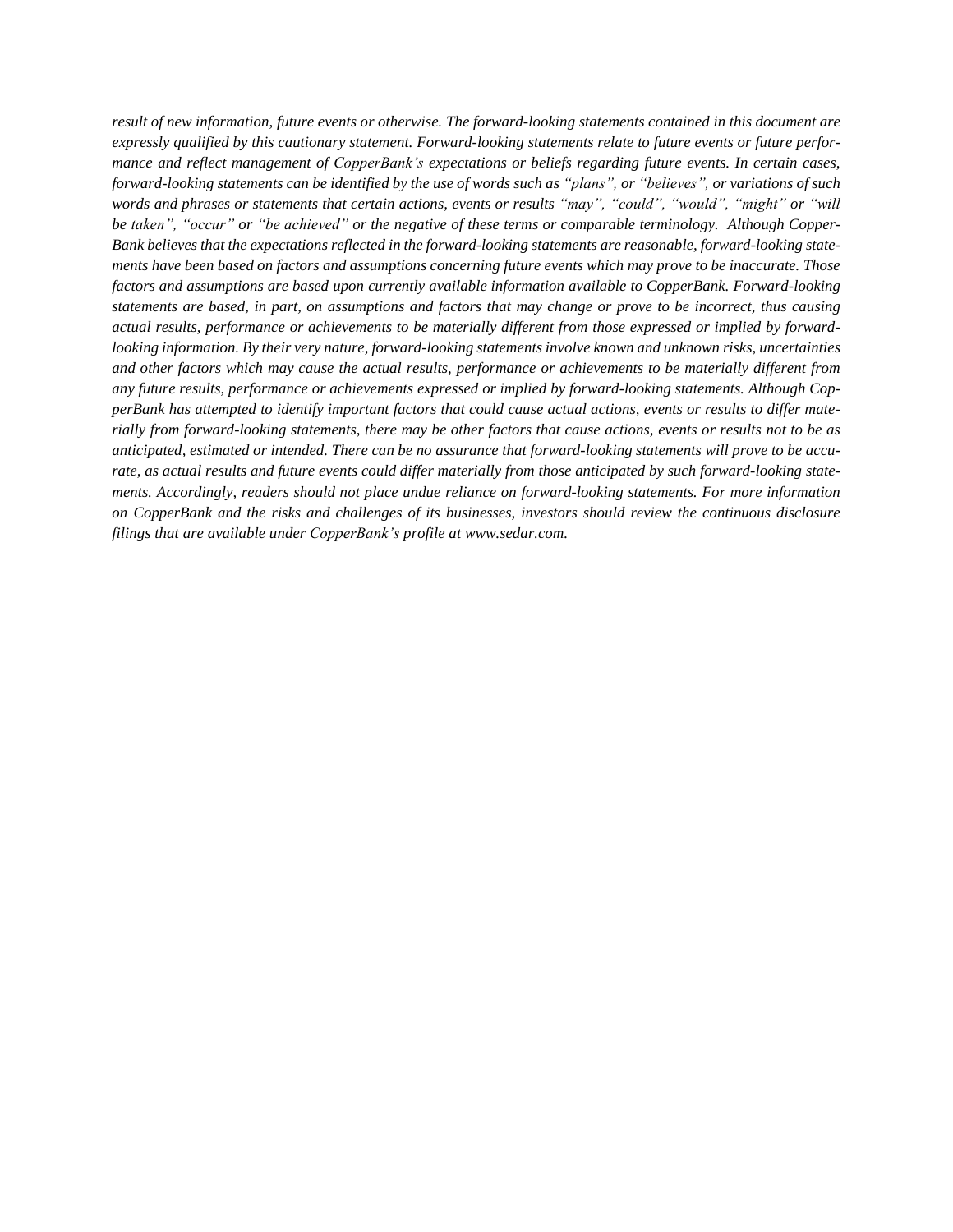*result of new information, future events or otherwise. The forward-looking statements contained in this document are expressly qualified by this cautionary statement. Forward-looking statements relate to future events or future performance and reflect management of CopperBank's expectations or beliefs regarding future events. In certain cases, forward-looking statements can be identified by the use of words such as "plans", or "believes", or variations of such words and phrases or statements that certain actions, events or results "may", "could", "would", "might" or "will be taken", "occur" or "be achieved" or the negative of these terms or comparable terminology. Although CopperBank believes that the expectations reflected in the forward-looking statements are reasonable, forward-looking statements have been based on factors and assumptions concerning future events which may prove to be inaccurate. Those factors and assumptions are based upon currently available information available to CopperBank. Forward-looking statements are based, in part, on assumptions and factors that may change or prove to be incorrect, thus causing actual results, performance or achievements to be materially different from those expressed or implied by forward-looking information. By their very nature, forward-looking statements involve known and unknown risks, uncertainties and other factors which may cause the actual results, performance or achievements to be materially different from any future results, performance or achievements expressed or implied by forward-looking statements. Although CopperBank has attempted to identify important factors that could cause actual actions, events or results to differ materially from forward-looking statements, there may be other factors that cause actions, events or results not to be as anticipated, estimated or intended. There can be no assurance that forward-looking statements will prove to be accurate, as actual results and future events could differ materially from those anticipated by such forward-looking statements. Accordingly, readers should not place undue reliance on forward-looking statements. For more information on CopperBank and the risks and challenges of its businesses, investors should review the continuous disclosure filings that are available under CopperBank's profile at www.sedar.com.*